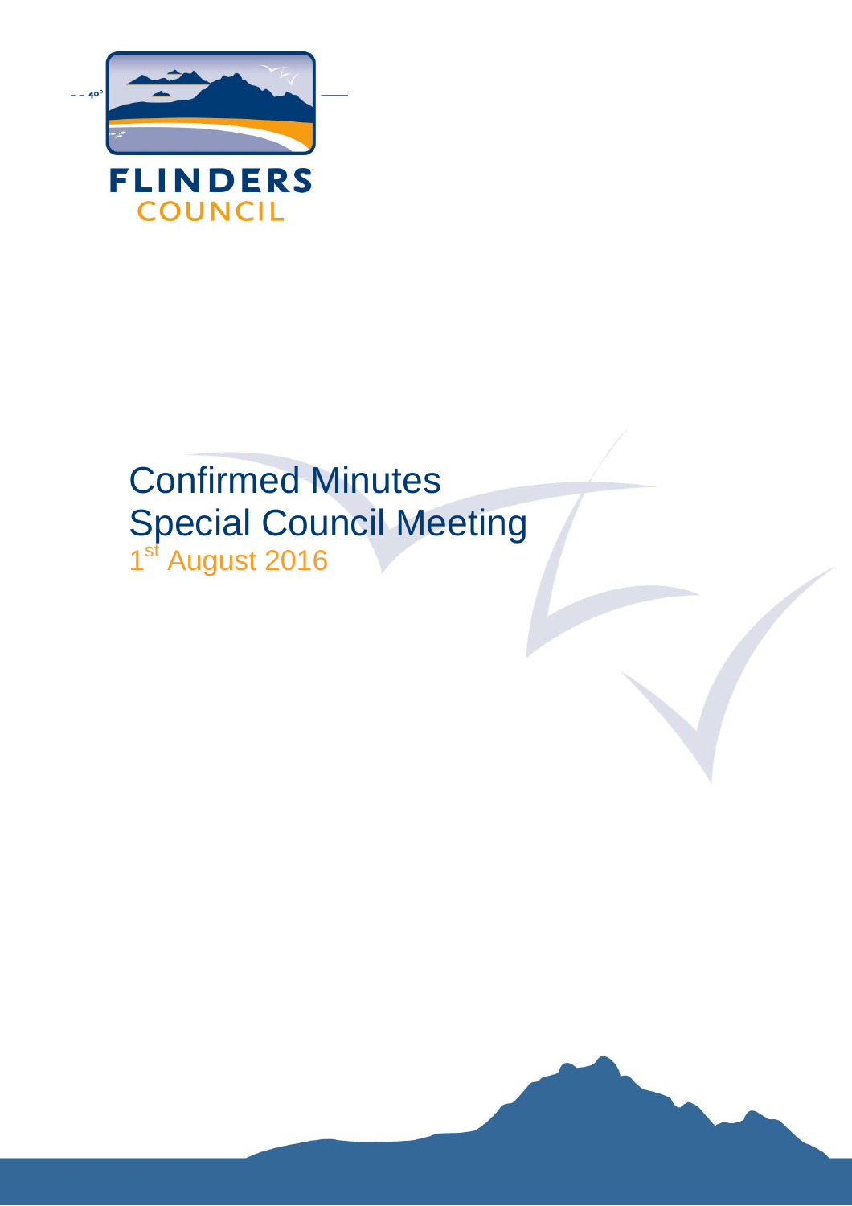FLINDERS
COUNCIL

# Confirmed Minutes
# Special Council Meeting

1st August 2016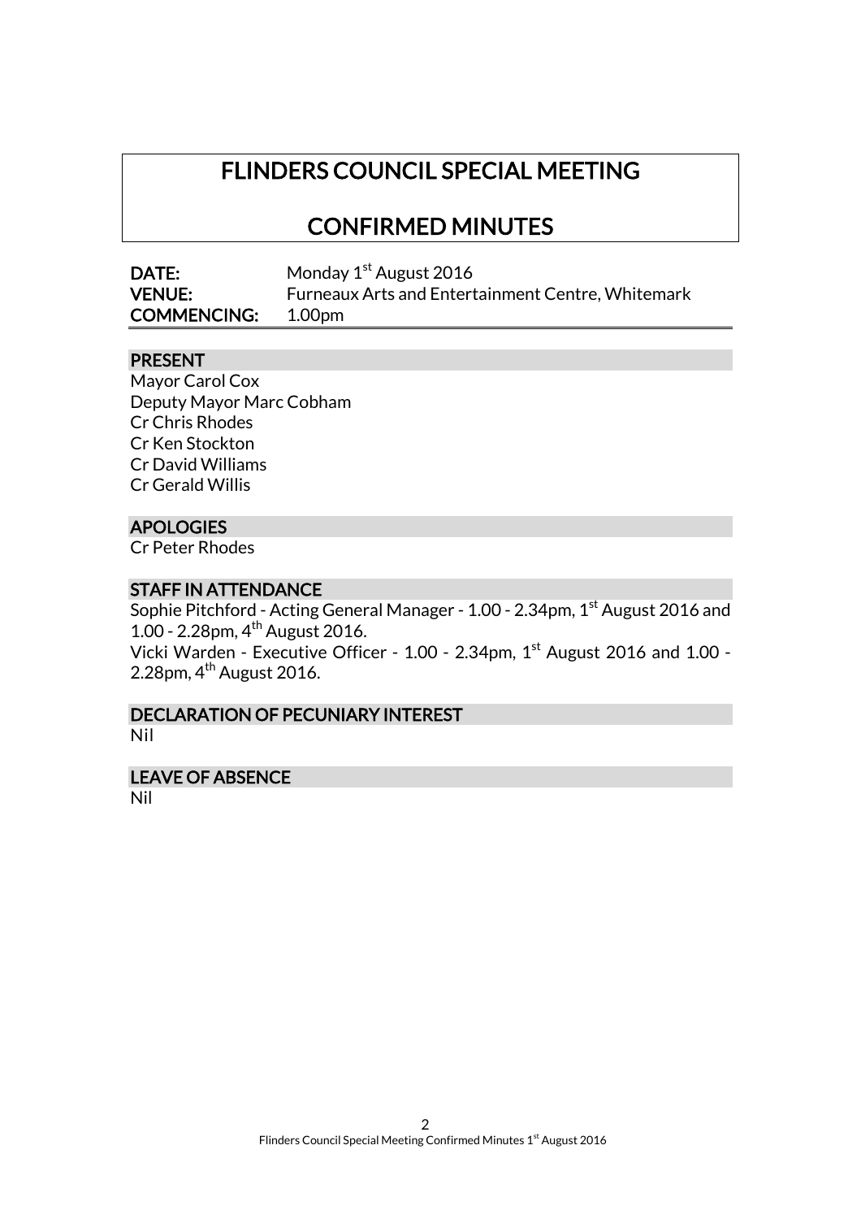# FLINDERS COUNCIL SPECIAL MEETING

# CONFIRMED MINUTES

**DATE:** Monday 1st August 2016
**VENUE:** Furneaux Arts and Entertainment Centre, Whitemark
**COMMENCING:** 1.00pm

## PRESENT

Mayor Carol Cox
Deputy Mayor Marc Cobham
Cr Chris Rhodes
Cr Ken Stockton
Cr David Williams
Cr Gerald Willis

## APOLOGIES

Cr Peter Rhodes

## STAFF IN ATTENDANCE

Sophie Pitchford - Acting General Manager - 1.00 - 2.34pm, 1st August 2016 and 1.00 - 2.28pm, 4th August 2016.
Vicki Warden - Executive Officer - 1.00 - 2.34pm, 1st August 2016 and 1.00 - 2.28pm, 4th August 2016.

## DECLARATION OF PECUNIARY INTEREST

Nil

## LEAVE OF ABSENCE

Nil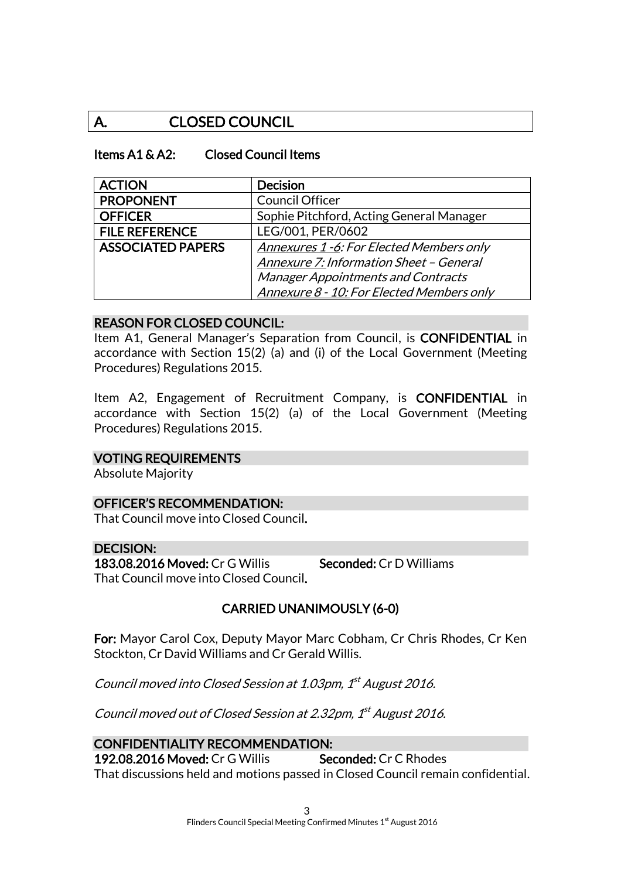# A. CLOSED COUNCIL

### Items A1 & A2: Closed Council Items

| ACTION | Decision |
| --- | --- |
| PROPONENT | Council Officer |
| OFFICER | Sophie Pitchford, Acting General Manager |
| FILE REFERENCE | LEG/001, PER/0602 |
| ASSOCIATED PAPERS | *Annexures 1 -6: For Elected Members only*<br>*Annexure 7: Information Sheet – General Manager Appointments and Contracts*<br>*Annexure 8 - 10: For Elected Members only* |

**REASON FOR CLOSED COUNCIL:**

Item A1, General Manager's Separation from Council, is **CONFIDENTIAL** in accordance with Section 15(2) (a) and (i) of the Local Government (Meeting Procedures) Regulations 2015.

Item A2, Engagement of Recruitment Company, is **CONFIDENTIAL** in accordance with Section 15(2) (a) of the Local Government (Meeting Procedures) Regulations 2015.

**VOTING REQUIREMENTS**

Absolute Majority

**OFFICER'S RECOMMENDATION:**

That Council move into Closed Council.

**DECISION:**

**183.08.2016 Moved:** Cr G Willis **Seconded:** Cr D Williams

That Council move into Closed Council.

**CARRIED UNANIMOUSLY (6-0)**

**For:** Mayor Carol Cox, Deputy Mayor Marc Cobham, Cr Chris Rhodes, Cr Ken Stockton, Cr David Williams and Cr Gerald Willis.

*Council moved into Closed Session at 1.03pm, 1st August 2016.*

*Council moved out of Closed Session at 2.32pm, 1st August 2016.*

**CONFIDENTIALITY RECOMMENDATION:**

**192.08.2016 Moved:** Cr G Willis **Seconded:** Cr C Rhodes

That discussions held and motions passed in Closed Council remain confidential.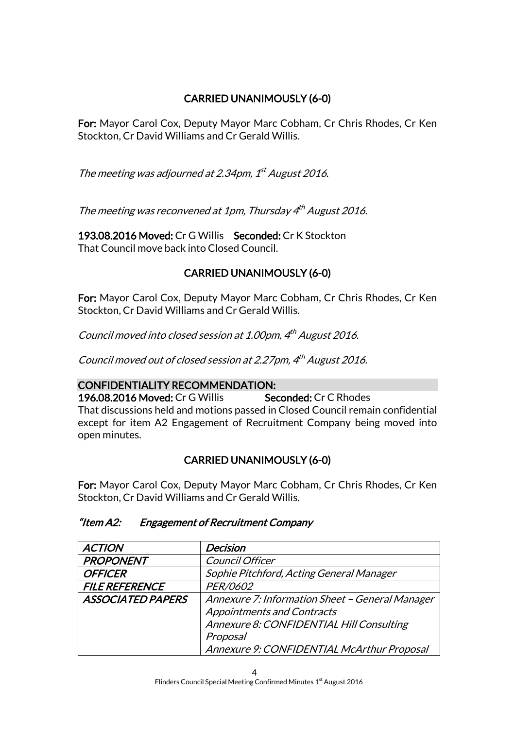**CARRIED UNANIMOUSLY (6-0)**

**For:** Mayor Carol Cox, Deputy Mayor Marc Cobham, Cr Chris Rhodes, Cr Ken Stockton, Cr David Williams and Cr Gerald Willis.

*The meeting was adjourned at 2.34pm, 1st August 2016.*

*The meeting was reconvened at 1pm, Thursday 4th August 2016.*

**193.08.2016 Moved:** Cr G Willis **Seconded:** Cr K Stockton
That Council move back into Closed Council.

**CARRIED UNANIMOUSLY (6-0)**

**For:** Mayor Carol Cox, Deputy Mayor Marc Cobham, Cr Chris Rhodes, Cr Ken Stockton, Cr David Williams and Cr Gerald Willis.

*Council moved into closed session at 1.00pm, 4th August 2016.*

*Council moved out of closed session at 2.27pm, 4th August 2016.*

**CONFIDENTIALITY RECOMMENDATION:**

**196.08.2016 Moved:** Cr G Willis **Seconded:** Cr C Rhodes
That discussions held and motions passed in Closed Council remain confidential except for item A2 Engagement of Recruitment Company being moved into open minutes.

**CARRIED UNANIMOUSLY (6-0)**

**For:** Mayor Carol Cox, Deputy Mayor Marc Cobham, Cr Chris Rhodes, Cr Ken Stockton, Cr David Williams and Cr Gerald Willis.

***"Item A2: Engagement of Recruitment Company***

| *ACTION* | *Decision* |
|---|---|
| *PROPONENT* | *Council Officer* |
| *OFFICER* | *Sophie Pitchford, Acting General Manager* |
| *FILE REFERENCE* | *PER/0602* |
| *ASSOCIATED PAPERS* | *Annexure 7: Information Sheet – General Manager Appointments and Contracts*<br>*Annexure 8: CONFIDENTIAL Hill Consulting Proposal*<br>*Annexure 9: CONFIDENTIAL McArthur Proposal* |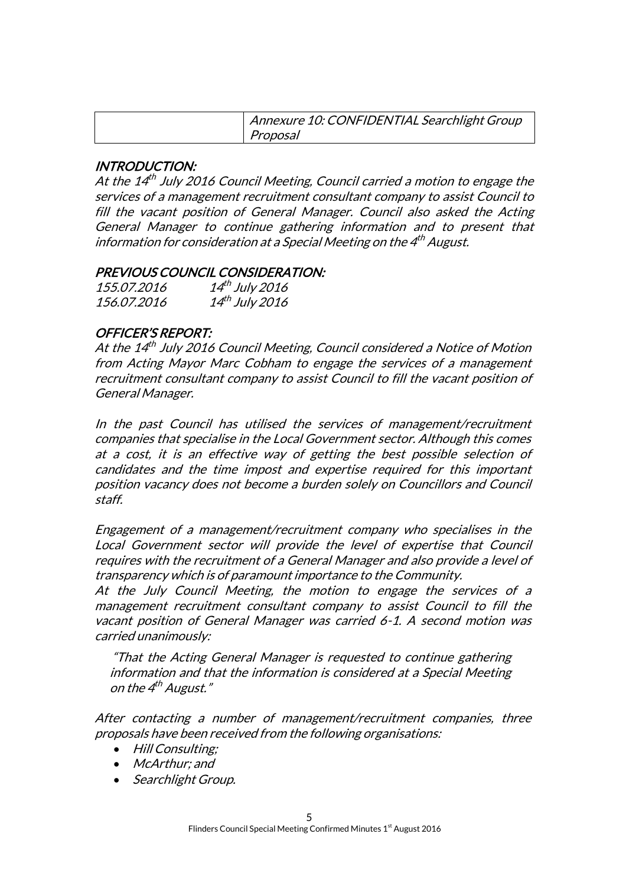| | Annexure 10: CONFIDENTIAL Searchlight Group Proposal |
|---|---|

## *INTRODUCTION:*

*At the 14th July 2016 Council Meeting, Council carried a motion to engage the services of a management recruitment consultant company to assist Council to fill the vacant position of General Manager. Council also asked the Acting General Manager to continue gathering information and to present that information for consideration at a Special Meeting on the 4th August.*

## *PREVIOUS COUNCIL CONSIDERATION:*

| | |
|---|---|
| *155.07.2016* | *14th July 2016* |
| *156.07.2016* | *14th July 2016* |

## *OFFICER'S REPORT:*

*At the 14th July 2016 Council Meeting, Council considered a Notice of Motion from Acting Mayor Marc Cobham to engage the services of a management recruitment consultant company to assist Council to fill the vacant position of General Manager.*

*In the past Council has utilised the services of management/recruitment companies that specialise in the Local Government sector. Although this comes at a cost, it is an effective way of getting the best possible selection of candidates and the time impost and expertise required for this important position vacancy does not become a burden solely on Councillors and Council staff.*

*Engagement of a management/recruitment company who specialises in the Local Government sector will provide the level of expertise that Council requires with the recruitment of a General Manager and also provide a level of transparency which is of paramount importance to the Community.*

*At the July Council Meeting, the motion to engage the services of a management recruitment consultant company to assist Council to fill the vacant position of General Manager was carried 6-1. A second motion was carried unanimously:*

> *"That the Acting General Manager is requested to continue gathering information and that the information is considered at a Special Meeting on the 4th August."*

*After contacting a number of management/recruitment companies, three proposals have been received from the following organisations:*

- *Hill Consulting;*
- *McArthur; and*
- *Searchlight Group.*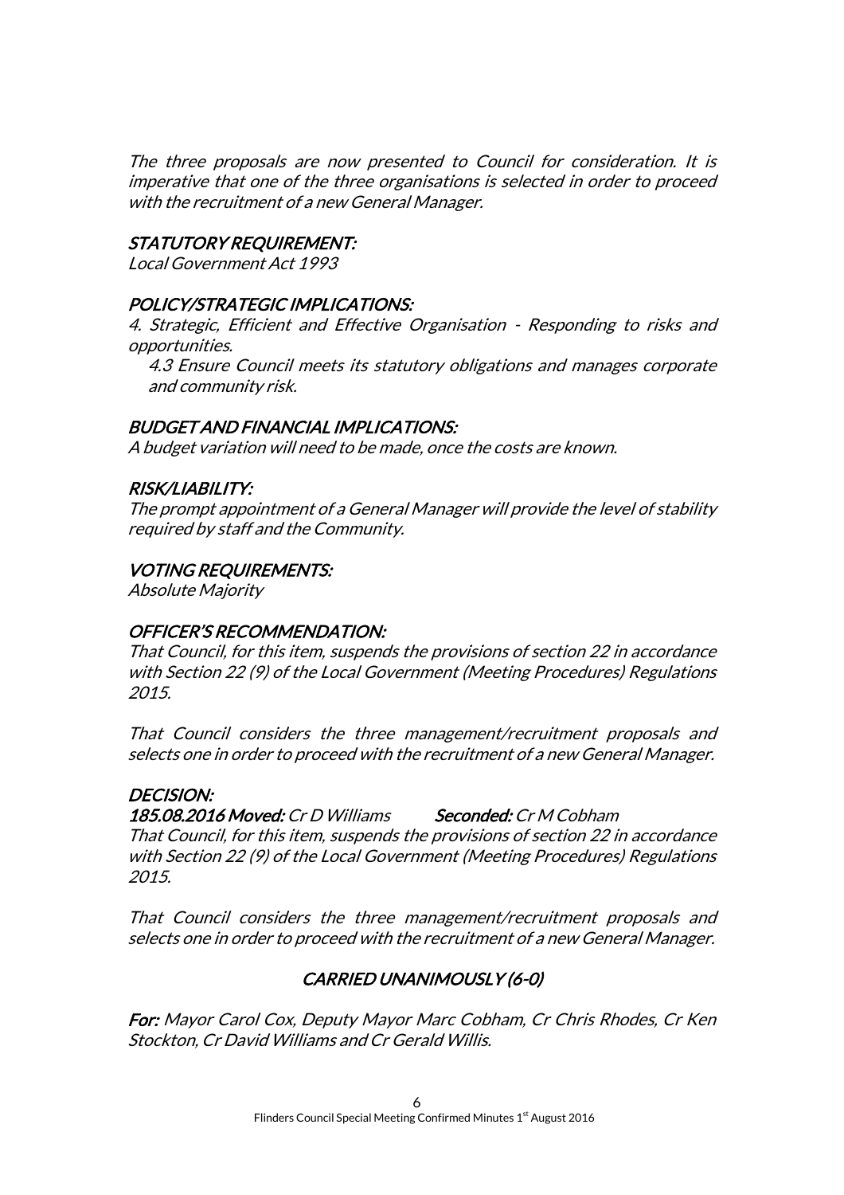*The three proposals are now presented to Council for consideration. It is imperative that one of the three organisations is selected in order to proceed with the recruitment of a new General Manager.*

### *STATUTORY REQUIREMENT:*

*Local Government Act 1993*

### *POLICY/STRATEGIC IMPLICATIONS:*

*4. Strategic, Efficient and Effective Organisation - Responding to risks and opportunities.*

*4.3 Ensure Council meets its statutory obligations and manages corporate and community risk.*

### *BUDGET AND FINANCIAL IMPLICATIONS:*

*A budget variation will need to be made, once the costs are known.*

### *RISK/LIABILITY:*

*The prompt appointment of a General Manager will provide the level of stability required by staff and the Community.*

### *VOTING REQUIREMENTS:*

*Absolute Majority*

### *OFFICER'S RECOMMENDATION:*

*That Council, for this item, suspends the provisions of section 22 in accordance with Section 22 (9) of the Local Government (Meeting Procedures) Regulations 2015.*

*That Council considers the three management/recruitment proposals and selects one in order to proceed with the recruitment of a new General Manager.*

### *DECISION:*

***185.08.2016 Moved:** Cr D Williams* ***Seconded:** Cr M Cobham*

*That Council, for this item, suspends the provisions of section 22 in accordance with Section 22 (9) of the Local Government (Meeting Procedures) Regulations 2015.*

*That Council considers the three management/recruitment proposals and selects one in order to proceed with the recruitment of a new General Manager.*

***CARRIED UNANIMOUSLY (6-0)***

***For:** Mayor Carol Cox, Deputy Mayor Marc Cobham, Cr Chris Rhodes, Cr Ken Stockton, Cr David Williams and Cr Gerald Willis.*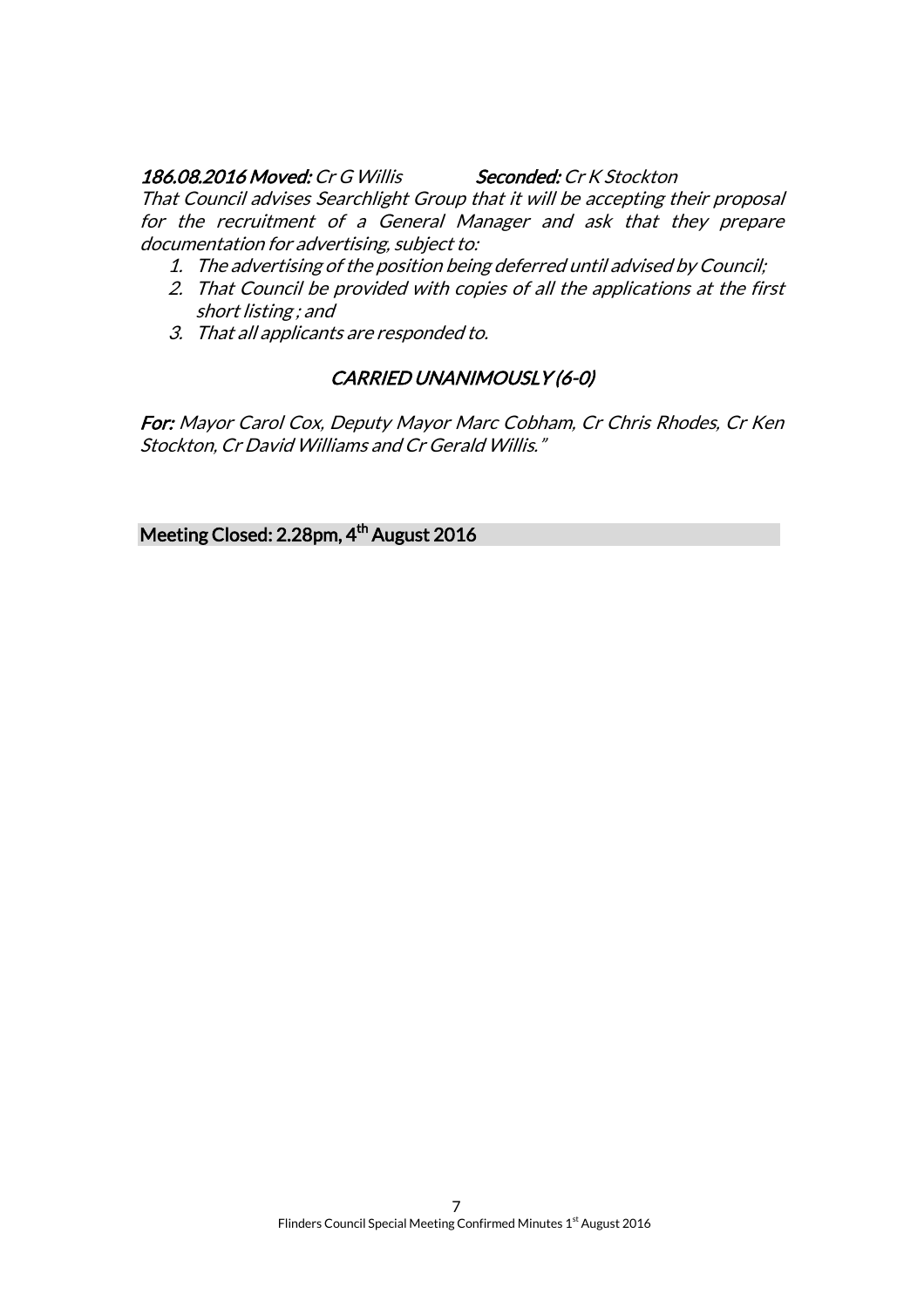***186.08.2016 Moved:*** *Cr G Willis* ***Seconded:*** *Cr K Stockton*

*That Council advises Searchlight Group that it will be accepting their proposal for the recruitment of a General Manager and ask that they prepare documentation for advertising, subject to:*

1. *The advertising of the position being deferred until advised by Council;*
2. *That Council be provided with copies of all the applications at the first short listing ; and*
3. *That all applicants are responded to.*

*CARRIED UNANIMOUSLY (6-0)*

***For:*** *Mayor Carol Cox, Deputy Mayor Marc Cobham, Cr Chris Rhodes, Cr Ken Stockton, Cr David Williams and Cr Gerald Willis."*

**Meeting Closed: 2.28pm, 4th August 2016**